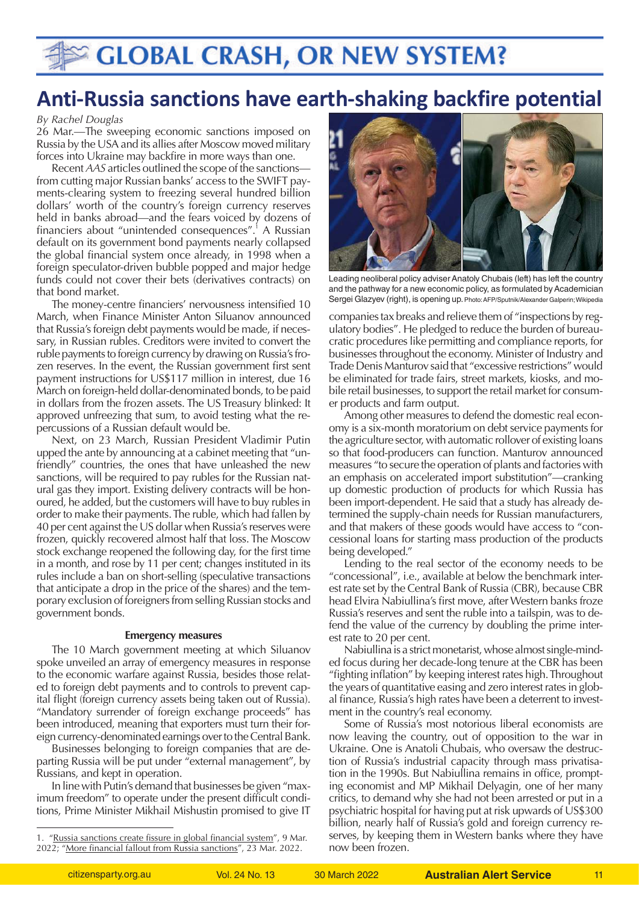# GLOBAL CRASH, OR NEW SYSTEM?

## Anti-Russia sanctions have earth-shaking backfire potential

*By Rachel Douglas*

26 Mar.—The sweeping economic sanctions imposed on Russia by the USA and its allies after Moscow moved military forces into Ukraine may backfire in more ways than one.

Recent *AAS* articles outlined the scope of the sanctions—from cutting major Russian banks' access to the SWIFT payments-clearing system to freezing several hundred billion dollars' worth of the country's foreign currency reserves held in banks abroad—and the fears voiced by dozens of financiers about "unintended consequences".[1] A Russian default on its government bond payments nearly collapsed the global financial system once already, in 1998 when a foreign speculator-driven bubble popped and major hedge funds could not cover their bets (derivatives contracts) on that bond market.

The money-centre financiers' nervousness intensified 10 March, when Finance Minister Anton Siluanov announced that Russia's foreign debt payments would be made, if necessary, in Russian rubles. Creditors were invited to convert the ruble payments to foreign currency by drawing on Russia's frozen reserves. In the event, the Russian government first sent payment instructions for US$117 million in interest, due 16 March on foreign-held dollar-denominated bonds, to be paid in dollars from the frozen assets. The US Treasury blinked: It approved unfreezing that sum, to avoid testing what the repercussions of a Russian default would be.

Next, on 23 March, Russian President Vladimir Putin upped the ante by announcing at a cabinet meeting that "unfriendly" countries, the ones that have unleashed the new sanctions, will be required to pay rubles for the Russian natural gas they import. Existing delivery contracts will be honoured, he added, but the customers will have to buy rubles in order to make their payments. The ruble, which had fallen by 40 per cent against the US dollar when Russia's reserves were frozen, quickly recovered almost half that loss. The Moscow stock exchange reopened the following day, for the first time in a month, and rose by 11 per cent; changes instituted in its rules include a ban on short-selling (speculative transactions that anticipate a drop in the price of the shares) and the temporary exclusion of foreigners from selling Russian stocks and government bonds.

### Emergency measures

The 10 March government meeting at which Siluanov spoke unveiled an array of emergency measures in response to the economic warfare against Russia, besides those related to foreign debt payments and to controls to prevent capital flight (foreign currency assets being taken out of Russia). "Mandatory surrender of foreign exchange proceeds" has been introduced, meaning that exporters must turn their foreign currency-denominated earnings over to the Central Bank.

Businesses belonging to foreign companies that are departing Russia will be put under "external management", by Russians, and kept in operation.

In line with Putin's demand that businesses be given "maximum freedom" to operate under the present difficult conditions, Prime Minister Mikhail Mishustin promised to give IT companies tax breaks and relieve them of "inspections by regulatory bodies". He pledged to reduce the burden of bureaucratic procedures like permitting and compliance reports, for businesses throughout the economy. Minister of Industry and Trade Denis Manturov said that "excessive restrictions" would be eliminated for trade fairs, street markets, kiosks, and mobile retail businesses, to support the retail market for consumer products and farm output.

Leading neoliberal policy adviser Anatoly Chubais (left) has left the country and the pathway for a new economic policy, as formulated by Academician Sergei Glazyev (right), is opening up. Photo: AFP/Sputnik/Alexander Galperin; Wikipedia

Among other measures to defend the domestic real economy is a six-month moratorium on debt service payments for the agriculture sector, with automatic rollover of existing loans so that food-producers can function. Manturov announced measures "to secure the operation of plants and factories with an emphasis on accelerated import substitution"—cranking up domestic production of products for which Russia has been import-dependent. He said that a study has already determined the supply-chain needs for Russian manufacturers, and that makers of these goods would have access to "concessional loans for starting mass production of the products being developed."

Lending to the real sector of the economy needs to be "concessional", i.e., available at below the benchmark interest rate set by the Central Bank of Russia (CBR), because CBR head Elvira Nabiullina's first move, after Western banks froze Russia's reserves and sent the ruble into a tailspin, was to defend the value of the currency by doubling the prime interest rate to 20 per cent.

Nabiullina is a strict monetarist, whose almost single-minded focus during her decade-long tenure at the CBR has been "fighting inflation" by keeping interest rates high. Throughout the years of quantitative easing and zero interest rates in global finance, Russia's high rates have been a deterrent to investment in the country's real economy.

Some of Russia's most notorious liberal economists are now leaving the country, out of opposition to the war in Ukraine. One is Anatoli Chubais, who oversaw the destruction of Russia's industrial capacity through mass privatisation in the 1990s. But Nabiullina remains in office, prompting economist and MP Mikhail Delyagin, one of her many critics, to demand why she had not been arrested or put in a psychiatric hospital for having put at risk upwards of US$300 billion, nearly half of Russia's gold and foreign currency reserves, by keeping them in Western banks where they have now been frozen.

---

1. "Russia sanctions create fissure in global financial system", 9 Mar. 2022; "More financial fallout from Russia sanctions", 23 Mar. 2022.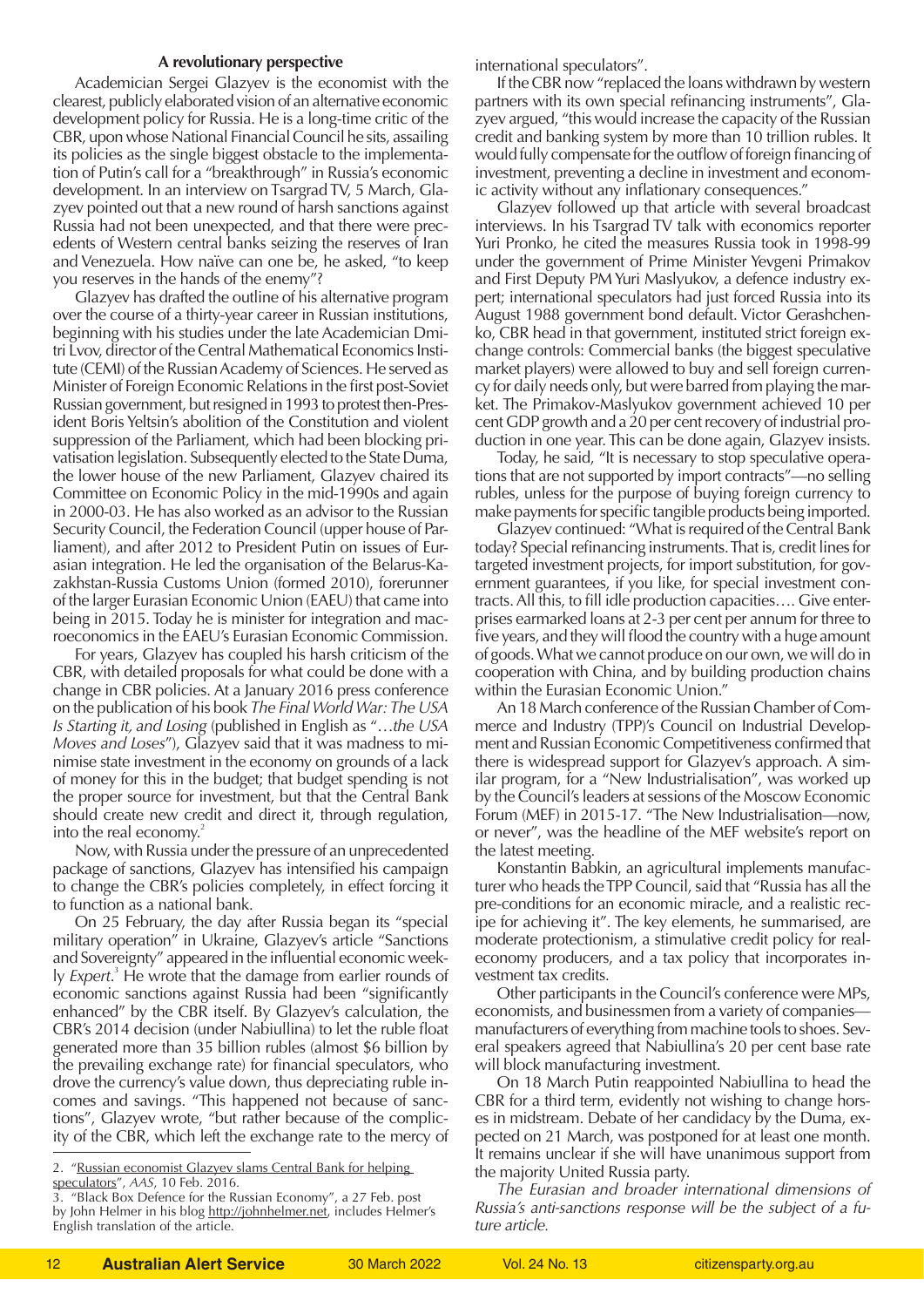### A revolutionary perspective

Academician Sergei Glazyev is the economist with the clearest, publicly elaborated vision of an alternative economic development policy for Russia. He is a long-time critic of the CBR, upon whose National Financial Council he sits, assailing its policies as the single biggest obstacle to the implementation of Putin's call for a "breakthrough" in Russia's economic development. In an interview on Tsargrad TV, 5 March, Glazyev pointed out that a new round of harsh sanctions against Russia had not been unexpected, and that there were precedents of Western central banks seizing the reserves of Iran and Venezuela. How naïve can one be, he asked, "to keep you reserves in the hands of the enemy"?

Glazyev has drafted the outline of his alternative program over the course of a thirty-year career in Russian institutions, beginning with his studies under the late Academician Dmitri Lvov, director of the Central Mathematical Economics Institute (CEMI) of the Russian Academy of Sciences. He served as Minister of Foreign Economic Relations in the first post-Soviet Russian government, but resigned in 1993 to protest then-President Boris Yeltsin's abolition of the Constitution and violent suppression of the Parliament, which had been blocking privatisation legislation. Subsequently elected to the State Duma, the lower house of the new Parliament, Glazyev chaired its Committee on Economic Policy in the mid-1990s and again in 2000-03. He has also worked as an advisor to the Russian Security Council, the Federation Council (upper house of Parliament), and after 2012 to President Putin on issues of Eurasian integration. He led the organisation of the Belarus-Kazakhstan-Russia Customs Union (formed 2010), forerunner of the larger Eurasian Economic Union (EAEU) that came into being in 2015. Today he is minister for integration and macroeconomics in the EAEU's Eurasian Economic Commission.

For years, Glazyev has coupled his harsh criticism of the CBR, with detailed proposals for what could be done with a change in CBR policies. At a January 2016 press conference on the publication of his book *The Final World War: The USA Is Starting it, and Losing* (published in English as "*…the USA Moves and Loses*"), Glazyev said that it was madness to minimise state investment in the economy on grounds of a lack of money for this in the budget; that budget spending is not the proper source for investment, but that the Central Bank should create new credit and direct it, through regulation, into the real economy.[2]

Now, with Russia under the pressure of an unprecedented package of sanctions, Glazyev has intensified his campaign to change the CBR's policies completely, in effect forcing it to function as a national bank.

On 25 February, the day after Russia began its "special military operation" in Ukraine, Glazyev's article "Sanctions and Sovereignty" appeared in the influential economic weekly *Expert*.[3] He wrote that the damage from earlier rounds of economic sanctions against Russia had been "significantly enhanced" by the CBR itself. By Glazyev's calculation, the CBR's 2014 decision (under Nabiullina) to let the ruble float generated more than 35 billion rubles (almost $6 billion by the prevailing exchange rate) for financial speculators, who drove the currency's value down, thus depreciating ruble incomes and savings. "This happened not because of sanctions", Glazyev wrote, "but rather because of the complicity of the CBR, which left the exchange rate to the mercy of international speculators".

If the CBR now "replaced the loans withdrawn by western partners with its own special refinancing instruments", Glazyev argued, "this would increase the capacity of the Russian credit and banking system by more than 10 trillion rubles. It would fully compensate for the outflow of foreign financing of investment, preventing a decline in investment and economic activity without any inflationary consequences."

Glazyev followed up that article with several broadcast interviews. In his Tsargrad TV talk with economics reporter Yuri Pronko, he cited the measures Russia took in 1998-99 under the government of Prime Minister Yevgeni Primakov and First Deputy PM Yuri Maslyukov, a defence industry expert; international speculators had just forced Russia into its August 1988 government bond default. Victor Gerashchenko, CBR head in that government, instituted strict foreign exchange controls: Commercial banks (the biggest speculative market players) were allowed to buy and sell foreign currency for daily needs only, but were barred from playing the market. The Primakov-Maslyukov government achieved 10 per cent GDP growth and a 20 per cent recovery of industrial production in one year. This can be done again, Glazyev insists.

Today, he said, "It is necessary to stop speculative operations that are not supported by import contracts"—no selling rubles, unless for the purpose of buying foreign currency to make payments for specific tangible products being imported.

Glazyev continued: "What is required of the Central Bank today? Special refinancing instruments. That is, credit lines for targeted investment projects, for import substitution, for government guarantees, if you like, for special investment contracts. All this, to fill idle production capacities…. Give enterprises earmarked loans at 2-3 per cent per annum for three to five years, and they will flood the country with a huge amount of goods. What we cannot produce on our own, we will do in cooperation with China, and by building production chains within the Eurasian Economic Union."

An 18 March conference of the Russian Chamber of Commerce and Industry (TPP)'s Council on Industrial Development and Russian Economic Competitiveness confirmed that there is widespread support for Glazyev's approach. A similar program, for a "New Industrialisation", was worked up by the Council's leaders at sessions of the Moscow Economic Forum (MEF) in 2015-17. "The New Industrialisation—now, or never", was the headline of the MEF website's report on the latest meeting.

Konstantin Babkin, an agricultural implements manufacturer who heads the TPP Council, said that "Russia has all the pre-conditions for an economic miracle, and a realistic recipe for achieving it". The key elements, he summarised, are moderate protectionism, a stimulative credit policy for real-economy producers, and a tax policy that incorporates investment tax credits.

Other participants in the Council's conference were MPs, economists, and businessmen from a variety of companies—manufacturers of everything from machine tools to shoes. Several speakers agreed that Nabiullina's 20 per cent base rate will block manufacturing investment.

On 18 March Putin reappointed Nabiullina to head the CBR for a third term, evidently not wishing to change horses in midstream. Debate of her candidacy by the Duma, expected on 21 March, was postponed for at least one month. It remains unclear if she will have unanimous support from the majority United Russia party.

*The Eurasian and broader international dimensions of Russia's anti-sanctions response will be the subject of a future article.*

---

2. "Russian economist Glazyev slams Central Bank for helping speculators", *AAS*, 10 Feb. 2016.

3. "Black Box Defence for the Russian Economy", a 27 Feb. post by John Helmer in his blog http://johnhelmer.net, includes Helmer's English translation of the article.